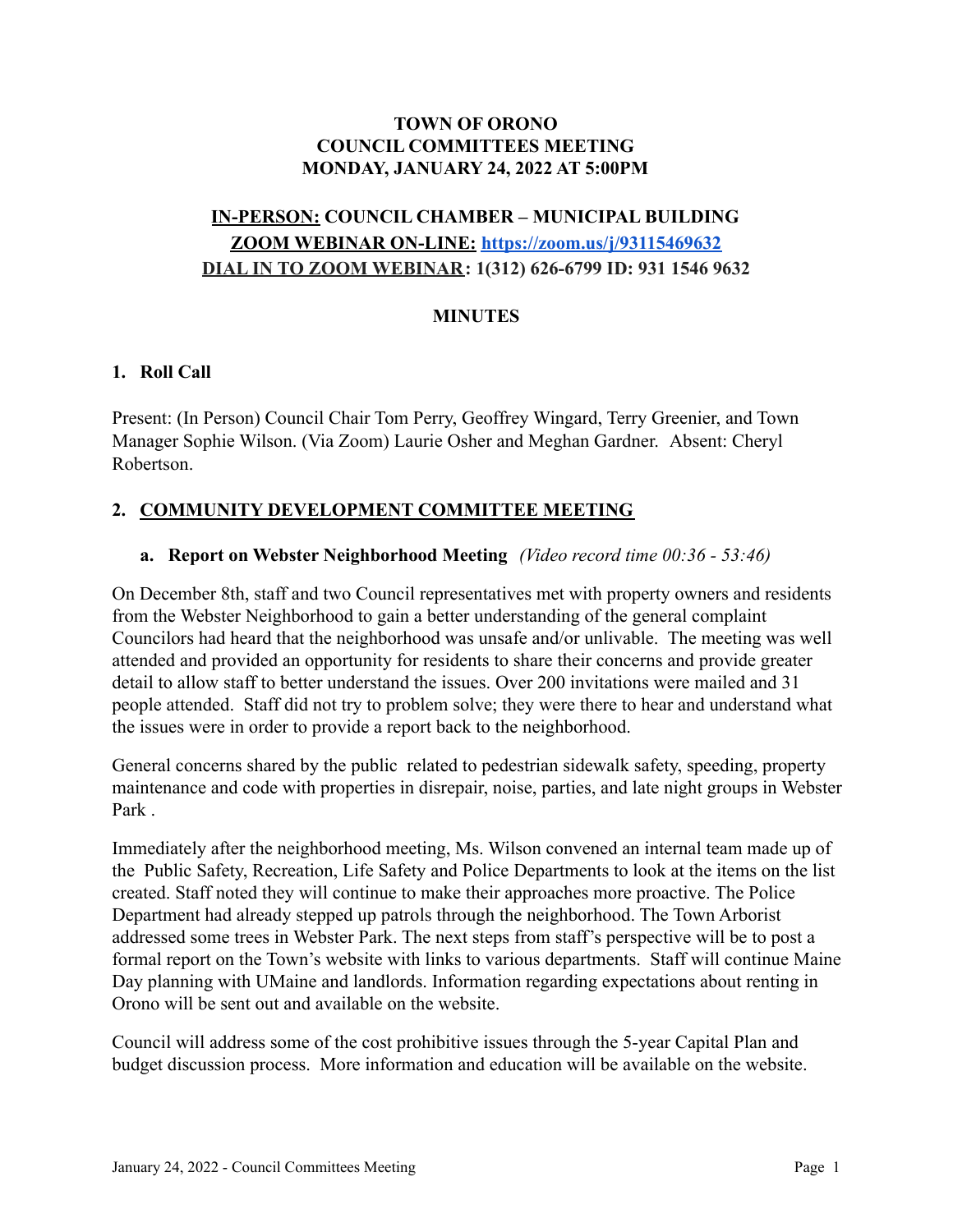**TOWN OF ORONO**
**COUNCIL COMMITTEES MEETING**
**MONDAY, JANUARY 24, 2022 AT 5:00PM**

**IN-PERSON: COUNCIL CHAMBER – MUNICIPAL BUILDING**
**ZOOM WEBINAR ON-LINE: https://zoom.us/j/93115469632**
**DIAL IN TO ZOOM WEBINAR: 1(312) 626-6799 ID: 931 1546 9632**

## MINUTES

### 1. Roll Call

Present: (In Person) Council Chair Tom Perry, Geoffrey Wingard, Terry Greenier, and Town Manager Sophie Wilson. (Via Zoom) Laurie Osher and Meghan Gardner. Absent: Cheryl Robertson.

### 2. COMMUNITY DEVELOPMENT COMMITTEE MEETING

**a. Report on Webster Neighborhood Meeting** *(Video record time 00:36 - 53:46)*

On December 8th, staff and two Council representatives met with property owners and residents from the Webster Neighborhood to gain a better understanding of the general complaint Councilors had heard that the neighborhood was unsafe and/or unlivable. The meeting was well attended and provided an opportunity for residents to share their concerns and provide greater detail to allow staff to better understand the issues. Over 200 invitations were mailed and 31 people attended. Staff did not try to problem solve; they were there to hear and understand what the issues were in order to provide a report back to the neighborhood.

General concerns shared by the public related to pedestrian sidewalk safety, speeding, property maintenance and code with properties in disrepair, noise, parties, and late night groups in Webster Park .

Immediately after the neighborhood meeting, Ms. Wilson convened an internal team made up of the Public Safety, Recreation, Life Safety and Police Departments to look at the items on the list created. Staff noted they will continue to make their approaches more proactive. The Police Department had already stepped up patrols through the neighborhood. The Town Arborist addressed some trees in Webster Park. The next steps from staff's perspective will be to post a formal report on the Town's website with links to various departments. Staff will continue Maine Day planning with UMaine and landlords. Information regarding expectations about renting in Orono will be sent out and available on the website.

Council will address some of the cost prohibitive issues through the 5-year Capital Plan and budget discussion process. More information and education will be available on the website.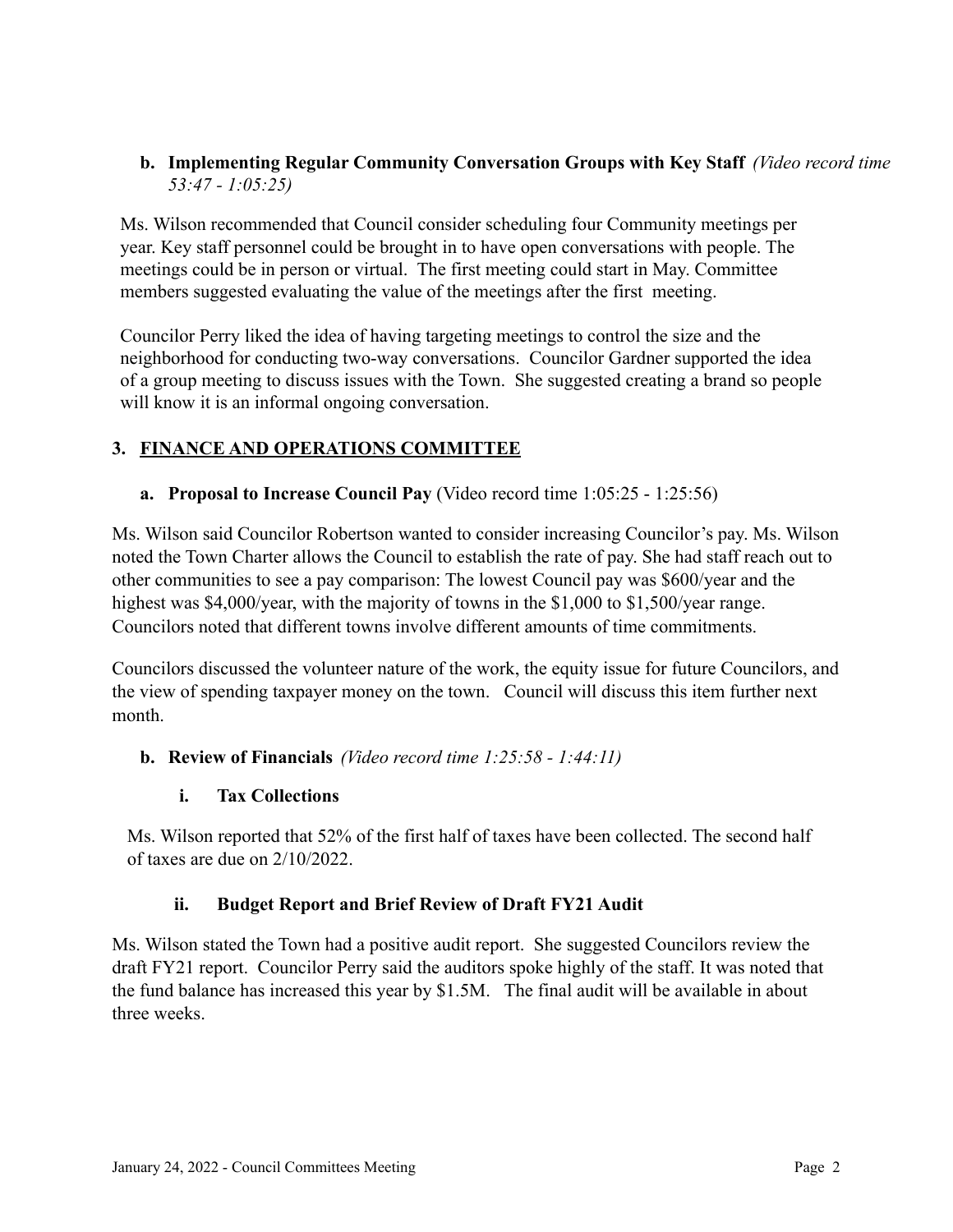**b. Implementing Regular Community Conversation Groups with Key Staff** *(Video record time 53:47 - 1:05:25)*

Ms. Wilson recommended that Council consider scheduling four Community meetings per year. Key staff personnel could be brought in to have open conversations with people. The meetings could be in person or virtual. The first meeting could start in May. Committee members suggested evaluating the value of the meetings after the first meeting.

Councilor Perry liked the idea of having targeting meetings to control the size and the neighborhood for conducting two-way conversations. Councilor Gardner supported the idea of a group meeting to discuss issues with the Town. She suggested creating a brand so people will know it is an informal ongoing conversation.

## 3. FINANCE AND OPERATIONS COMMITTEE

**a. Proposal to Increase Council Pay** (Video record time 1:05:25 - 1:25:56)

Ms. Wilson said Councilor Robertson wanted to consider increasing Councilor's pay. Ms. Wilson noted the Town Charter allows the Council to establish the rate of pay. She had staff reach out to other communities to see a pay comparison: The lowest Council pay was $600/year and the highest was $4,000/year, with the majority of towns in the $1,000 to $1,500/year range. Councilors noted that different towns involve different amounts of time commitments.

Councilors discussed the volunteer nature of the work, the equity issue for future Councilors, and the view of spending taxpayer money on the town. Council will discuss this item further next month.

**b. Review of Financials** *(Video record time 1:25:58 - 1:44:11)*

**i. Tax Collections**

Ms. Wilson reported that 52% of the first half of taxes have been collected. The second half of taxes are due on 2/10/2022.

**ii. Budget Report and Brief Review of Draft FY21 Audit**

Ms. Wilson stated the Town had a positive audit report. She suggested Councilors review the draft FY21 report. Councilor Perry said the auditors spoke highly of the staff. It was noted that the fund balance has increased this year by $1.5M. The final audit will be available in about three weeks.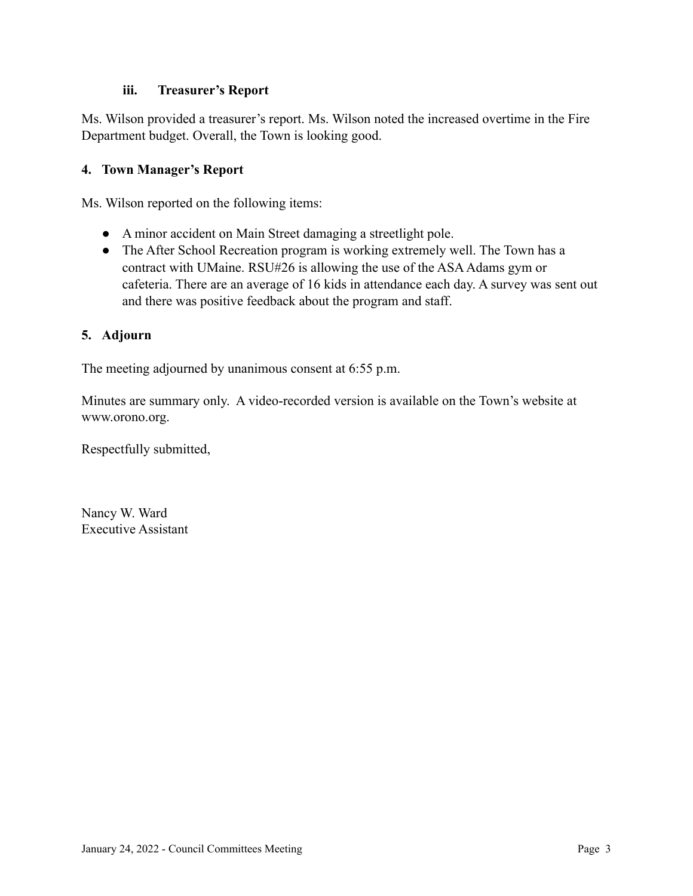### iii. Treasurer's Report

Ms. Wilson provided a treasurer's report. Ms. Wilson noted the increased overtime in the Fire Department budget. Overall, the Town is looking good.

## 4. Town Manager's Report

Ms. Wilson reported on the following items:

- A minor accident on Main Street damaging a streetlight pole.
- The After School Recreation program is working extremely well. The Town has a contract with UMaine. RSU#26 is allowing the use of the ASA Adams gym or cafeteria. There are an average of 16 kids in attendance each day. A survey was sent out and there was positive feedback about the program and staff.

## 5. Adjourn

The meeting adjourned by unanimous consent at 6:55 p.m.

Minutes are summary only. A video-recorded version is available on the Town's website at www.orono.org.

Respectfully submitted,

Nancy W. Ward
Executive Assistant